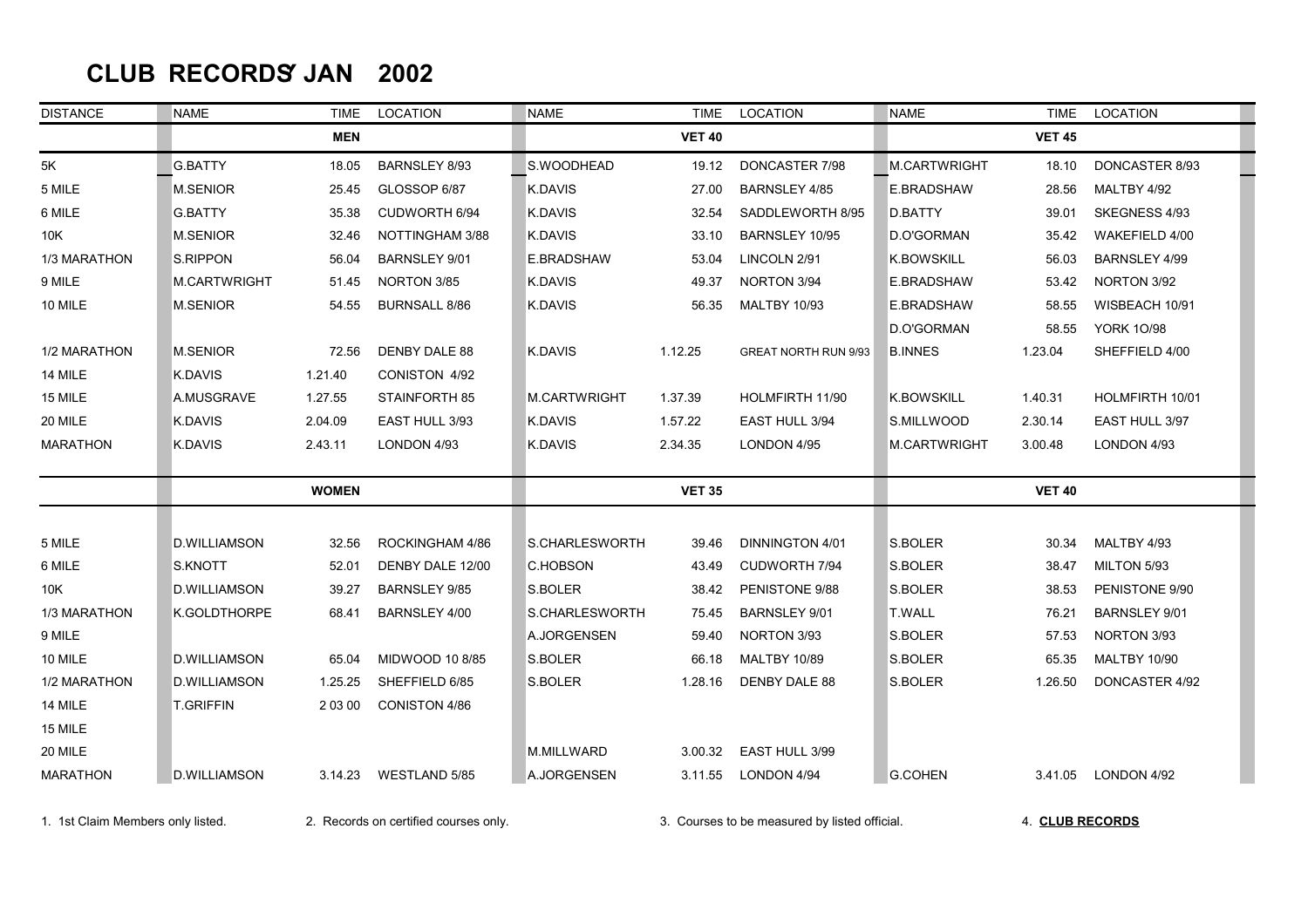# CLUB RECORDS JAN 2002

| DISTANCE | NAME | TIME | LOCATION | NAME | TIME | LOCATION | NAME | TIME | LOCATION |
|---|---|---|---|---|---|---|---|---|---|
| | | MEN | | | VET 40 | | | VET 45 | |
| 5K | G.BATTY | 18.05 | BARNSLEY 8/93 | S.WOODHEAD | 19.12 | DONCASTER 7/98 | M.CARTWRIGHT | 18.10 | DONCASTER 8/93 |
| 5 MILE | M.SENIOR | 25.45 | GLOSSOP 6/87 | K.DAVIS | 27.00 | BARNSLEY 4/85 | E.BRADSHAW | 28.56 | MALTBY 4/92 |
| 6 MILE | G.BATTY | 35.38 | CUDWORTH 6/94 | K.DAVIS | 32.54 | SADDLEWORTH 8/95 | D.BATTY | 39.01 | SKEGNESS 4/93 |
| 10K | M.SENIOR | 32.46 | NOTTINGHAM 3/88 | K.DAVIS | 33.10 | BARNSLEY 10/95 | D.O'GORMAN | 35.42 | WAKEFIELD 4/00 |
| 1/3 MARATHON | S.RIPPON | 56.04 | BARNSLEY 9/01 | E.BRADSHAW | 53.04 | LINCOLN 2/91 | K.BOWSKILL | 56.03 | BARNSLEY 4/99 |
| 9 MILE | M.CARTWRIGHT | 51.45 | NORTON 3/85 | K.DAVIS | 49.37 | NORTON 3/94 | E.BRADSHAW | 53.42 | NORTON 3/92 |
| 10 MILE | M.SENIOR | 54.55 | BURNSALL 8/86 | K.DAVIS | 56.35 | MALTBY 10/93 | E.BRADSHAW | 58.55 | WISBEACH 10/91 |
| | | | | | | | D.O'GORMAN | 58.55 | YORK 1O/98 |
| 1/2 MARATHON | M.SENIOR | 72.56 | DENBY DALE 88 | K.DAVIS | 1.12.25 | GREAT NORTH RUN 9/93 | B.INNES | 1.23.04 | SHEFFIELD 4/00 |
| 14 MILE | K.DAVIS | 1.21.40 | CONISTON 4/92 | | | | | | |
| 15 MILE | A.MUSGRAVE | 1.27.55 | STAINFORTH 85 | M.CARTWRIGHT | 1.37.39 | HOLMFIRTH 11/90 | K.BOWSKILL | 1.40.31 | HOLMFIRTH 10/01 |
| 20 MILE | K.DAVIS | 2.04.09 | EAST HULL 3/93 | K.DAVIS | 1.57.22 | EAST HULL 3/94 | S.MILLWOOD | 2.30.14 | EAST HULL 3/97 |
| MARATHON | K.DAVIS | 2.43.11 | LONDON 4/93 | K.DAVIS | 2.34.35 | LONDON 4/95 | M.CARTWRIGHT | 3.00.48 | LONDON 4/93 |
| | | WOMEN | | | VET 35 | | | VET 40 | |
| 5 MILE | D.WILLIAMSON | 32.56 | ROCKINGHAM 4/86 | S.CHARLESWORTH | 39.46 | DINNINGTON 4/01 | S.BOLER | 30.34 | MALTBY 4/93 |
| 6 MILE | S.KNOTT | 52.01 | DENBY DALE 12/00 | C.HOBSON | 43.49 | CUDWORTH 7/94 | S.BOLER | 38.47 | MILTON 5/93 |
| 10K | D.WILLIAMSON | 39.27 | BARNSLEY 9/85 | S.BOLER | 38.42 | PENISTONE 9/88 | S.BOLER | 38.53 | PENISTONE 9/90 |
| 1/3 MARATHON | K.GOLDTHORPE | 68.41 | BARNSLEY 4/00 | S.CHARLESWORTH | 75.45 | BARNSLEY 9/01 | T.WALL | 76.21 | BARNSLEY 9/01 |
| 9 MILE | | | | A.JORGENSEN | 59.40 | NORTON 3/93 | S.BOLER | 57.53 | NORTON 3/93 |
| 10 MILE | D.WILLIAMSON | 65.04 | MIDWOOD 10 8/85 | S.BOLER | 66.18 | MALTBY 10/89 | S.BOLER | 65.35 | MALTBY 10/90 |
| 1/2 MARATHON | D.WILLIAMSON | 1.25.25 | SHEFFIELD 6/85 | S.BOLER | 1.28.16 | DENBY DALE 88 | S.BOLER | 1.26.50 | DONCASTER 4/92 |
| 14 MILE | T.GRIFFIN | 2 03 00 | CONISTON 4/86 | | | | | | |
| 15 MILE | | | | | | | | | |
| 20 MILE | | | | M.MILLWARD | 3.00.32 | EAST HULL 3/99 | | | |
| MARATHON | D.WILLIAMSON | 3.14.23 | WESTLAND 5/85 | A.JORGENSEN | 3.11.55 | LONDON 4/94 | G.COHEN | 3.41.05 | LONDON 4/92 |

1. 1st Claim Members only listed. 2. Records on certified courses only. 3. Courses to be measured by listed official. 4. **CLUB RECORDS**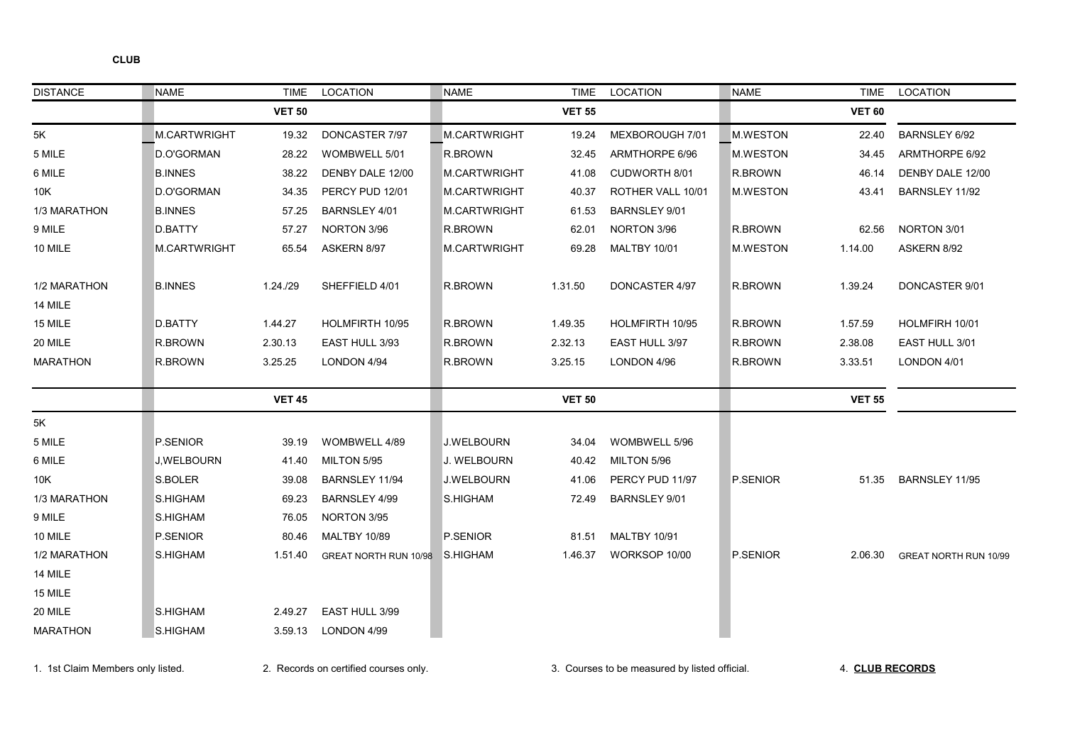**CLUB**

| DISTANCE | NAME | TIME | LOCATION | NAME | TIME | LOCATION | NAME | TIME | LOCATION |
|---|---|---|---|---|---|---|---|---|---|
| | | **VET 50** | | | **VET 55** | | | **VET 60** | |
| 5K | M.CARTWRIGHT | 19.32 | DONCASTER 7/97 | M.CARTWRIGHT | 19.24 | MEXBOROUGH 7/01 | M.WESTON | 22.40 | BARNSLEY 6/92 |
| 5 MILE | D.O'GORMAN | 28.22 | WOMBWELL 5/01 | R.BROWN | 32.45 | ARMTHORPE 6/96 | M.WESTON | 34.45 | ARMTHORPE 6/92 |
| 6 MILE | B.INNES | 38.22 | DENBY DALE 12/00 | M.CARTWRIGHT | 41.08 | CUDWORTH 8/01 | R.BROWN | 46.14 | DENBY DALE 12/00 |
| 10K | D.O'GORMAN | 34.35 | PERCY PUD 12/01 | M.CARTWRIGHT | 40.37 | ROTHER VALL 10/01 | M.WESTON | 43.41 | BARNSLEY 11/92 |
| 1/3 MARATHON | B.INNES | 57.25 | BARNSLEY 4/01 | M.CARTWRIGHT | 61.53 | BARNSLEY 9/01 | | | |
| 9 MILE | D.BATTY | 57.27 | NORTON 3/96 | R.BROWN | 62.01 | NORTON 3/96 | R.BROWN | 62.56 | NORTON 3/01 |
| 10 MILE | M.CARTWRIGHT | 65.54 | ASKERN 8/97 | M.CARTWRIGHT | 69.28 | MALTBY 10/01 | M.WESTON | 1.14.00 | ASKERN 8/92 |
| 1/2 MARATHON | B.INNES | 1.24./29 | SHEFFIELD 4/01 | R.BROWN | 1.31.50 | DONCASTER 4/97 | R.BROWN | 1.39.24 | DONCASTER 9/01 |
| 14 MILE | | | | | | | | | |
| 15 MILE | D.BATTY | 1.44.27 | HOLMFIRTH 10/95 | R.BROWN | 1.49.35 | HOLMFIRTH 10/95 | R.BROWN | 1.57.59 | HOLMFIRH 10/01 |
| 20 MILE | R.BROWN | 2.30.13 | EAST HULL 3/93 | R.BROWN | 2.32.13 | EAST HULL 3/97 | R.BROWN | 2.38.08 | EAST HULL 3/01 |
| MARATHON | R.BROWN | 3.25.25 | LONDON 4/94 | R.BROWN | 3.25.15 | LONDON 4/96 | R.BROWN | 3.33.51 | LONDON 4/01 |
| | | **VET 45** | | | **VET 50** | | | **VET 55** | |
| 5K | | | | | | | | | |
| 5 MILE | P.SENIOR | 39.19 | WOMBWELL 4/89 | J.WELBOURN | 34.04 | WOMBWELL 5/96 | | | |
| 6 MILE | J,WELBOURN | 41.40 | MILTON 5/95 | J. WELBOURN | 40.42 | MILTON 5/96 | | | |
| 10K | S.BOLER | 39.08 | BARNSLEY 11/94 | J.WELBOURN | 41.06 | PERCY PUD 11/97 | P.SENIOR | 51.35 | BARNSLEY 11/95 |
| 1/3 MARATHON | S.HIGHAM | 69.23 | BARNSLEY 4/99 | S.HIGHAM | 72.49 | BARNSLEY 9/01 | | | |
| 9 MILE | S.HIGHAM | 76.05 | NORTON 3/95 | | | | | | |
| 10 MILE | P.SENIOR | 80.46 | MALTBY 10/89 | P.SENIOR | 81.51 | MALTBY 10/91 | | | |
| 1/2 MARATHON | S.HIGHAM | 1.51.40 | GREAT NORTH RUN 10/98 | S.HIGHAM | 1.46.37 | WORKSOP 10/00 | P.SENIOR | 2.06.30 | GREAT NORTH RUN 10/99 |
| 14 MILE | | | | | | | | | |
| 15 MILE | | | | | | | | | |
| 20 MILE | S.HIGHAM | 2.49.27 | EAST HULL 3/99 | | | | | | |
| MARATHON | S.HIGHAM | 3.59.13 | LONDON 4/99 | | | | | | |

1. 1st Claim Members only listed. 2. Records on certified courses only. 3. Courses to be measured by listed official. 4. **CLUB RECORDS**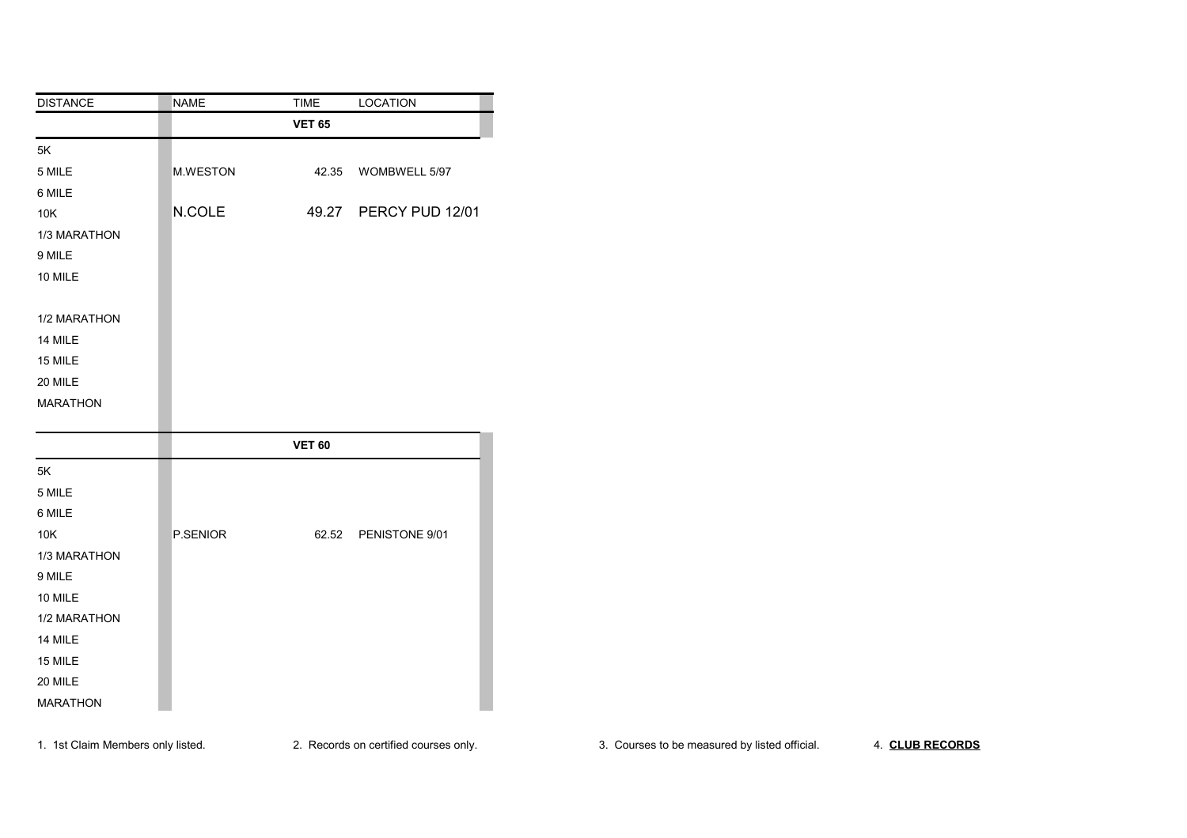| DISTANCE | NAME | TIME | LOCATION |
|---|---|---|---|
| | | **VET 65** | |
| 5K | | | |
| 5 MILE | M.WESTON | 42.35 | WOMBWELL 5/97 |
| 6 MILE | | | |
| 10K | N.COLE | 49.27 | PERCY PUD 12/01 |
| 1/3 MARATHON | | | |
| 9 MILE | | | |
| 10 MILE | | | |
| 1/2 MARATHON | | | |
| 14 MILE | | | |
| 15 MILE | | | |
| 20 MILE | | | |
| MARATHON | | | |
| | | **VET 60** | |
| 5K | | | |
| 5 MILE | | | |
| 6 MILE | | | |
| 10K | P.SENIOR | 62.52 | PENISTONE 9/01 |
| 1/3 MARATHON | | | |
| 9 MILE | | | |
| 10 MILE | | | |
| 1/2 MARATHON | | | |
| 14 MILE | | | |
| 15 MILE | | | |
| 20 MILE | | | |
| MARATHON | | | |

1. 1st Claim Members only listed.

2. Records on certified courses only.

3. Courses to be measured by listed official.

4. **CLUB RECORDS**